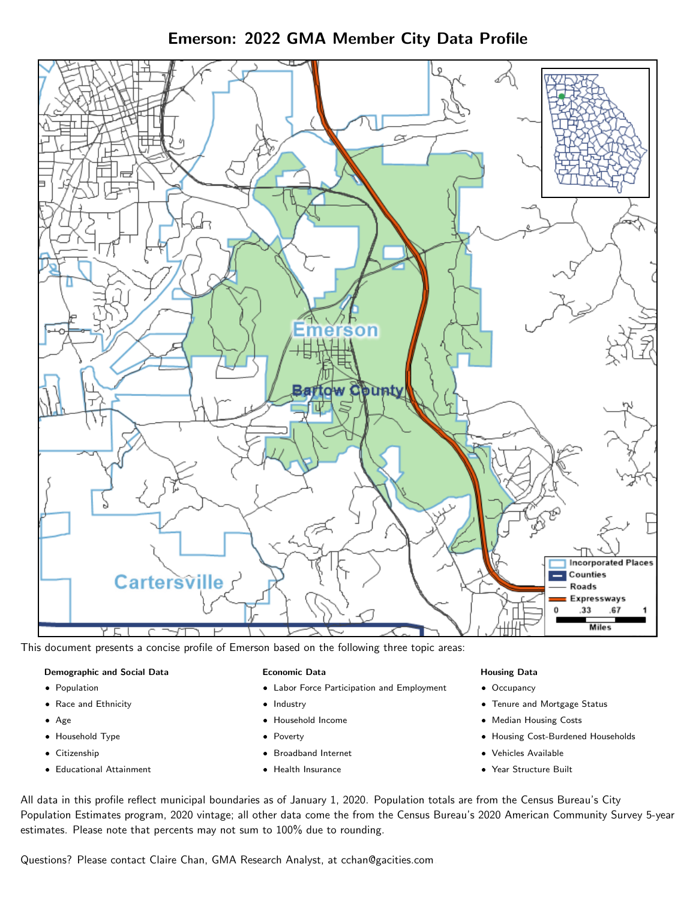# Emerson: 2022 GMA Member City Data Profile

This document presents a concise profile of Emerson based on the following three topic areas:

**Demographic and Social Data**

- Population
- Race and Ethnicity
- Age
- Household Type
- Citizenship
- Educational Attainment

**Economic Data**

- Labor Force Participation and Employment
- Industry
- Household Income
- Poverty
- Broadband Internet
- Health Insurance

**Housing Data**

- Occupancy
- Tenure and Mortgage Status
- Median Housing Costs
- Housing Cost-Burdened Households
- Vehicles Available
- Year Structure Built

All data in this profile reflect municipal boundaries as of January 1, 2020. Population totals are from the Census Bureau's City Population Estimates program, 2020 vintage; all other data come the from the Census Bureau's 2020 American Community Survey 5-year estimates. Please note that percents may not sum to 100% due to rounding.

Questions? Please contact Claire Chan, GMA Research Analyst, at cchan@gacities.com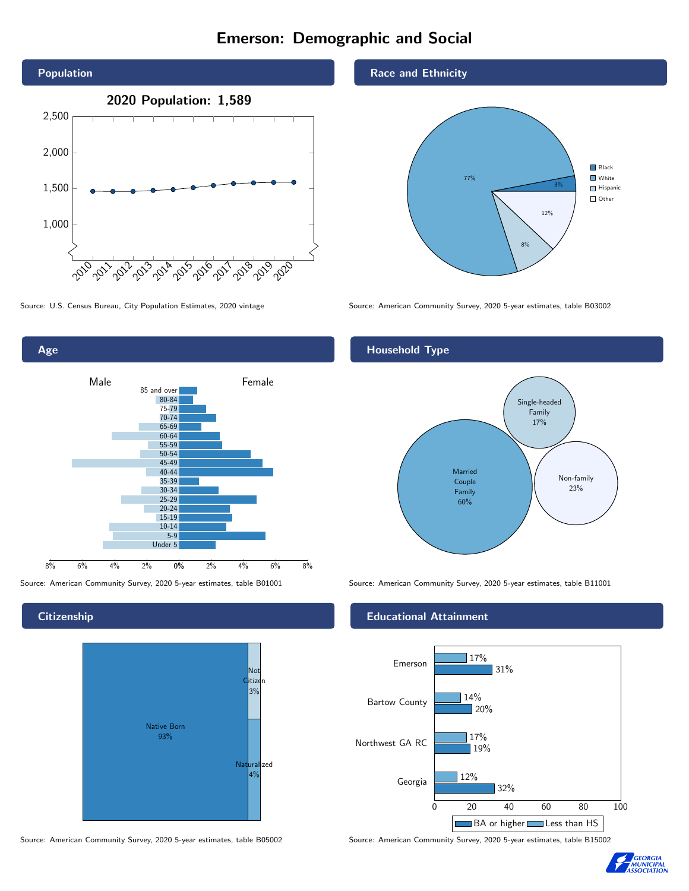# Emerson: Demographic and Social

## Population

**2020 Population: 1,589**

Source: U.S. Census Bureau, City Population Estimates, 2020 vintage

## Race and Ethnicity

| Race/Ethnicity | Percent |
| --- | --- |
| Black | 3% |
| White | 77% |
| Hispanic | 8% |
| Other | 12% |

Source: American Community Survey, 2020 5-year estimates, table B03002

## Age

Male / Female

85 and over, 80-84, 75-79, 70-74, 65-69, 60-64, 55-59, 50-54, 45-49, 40-44, 35-39, 30-34, 25-29, 20-24, 15-19, 10-14, 5-9, Under 5

Source: American Community Survey, 2020 5-year estimates, table B01001

## Household Type

| Household Type | Percent |
| --- | --- |
| Married Couple Family | 60% |
| Single-headed Family | 17% |
| Non-family | 23% |

Source: American Community Survey, 2020 5-year estimates, table B11001

## Citizenship

| Citizenship | Percent |
| --- | --- |
| Native Born | 93% |
| Not Citizen | 3% |
| Naturalized | 4% |

Source: American Community Survey, 2020 5-year estimates, table B05002

## Educational Attainment

| Area | Less than HS | BA or higher |
| --- | --- | --- |
| Emerson | 17% | 31% |
| Bartow County | 14% | 20% |
| Northwest GA RC | 17% | 19% |
| Georgia | 12% | 32% |

Source: American Community Survey, 2020 5-year estimates, table B15002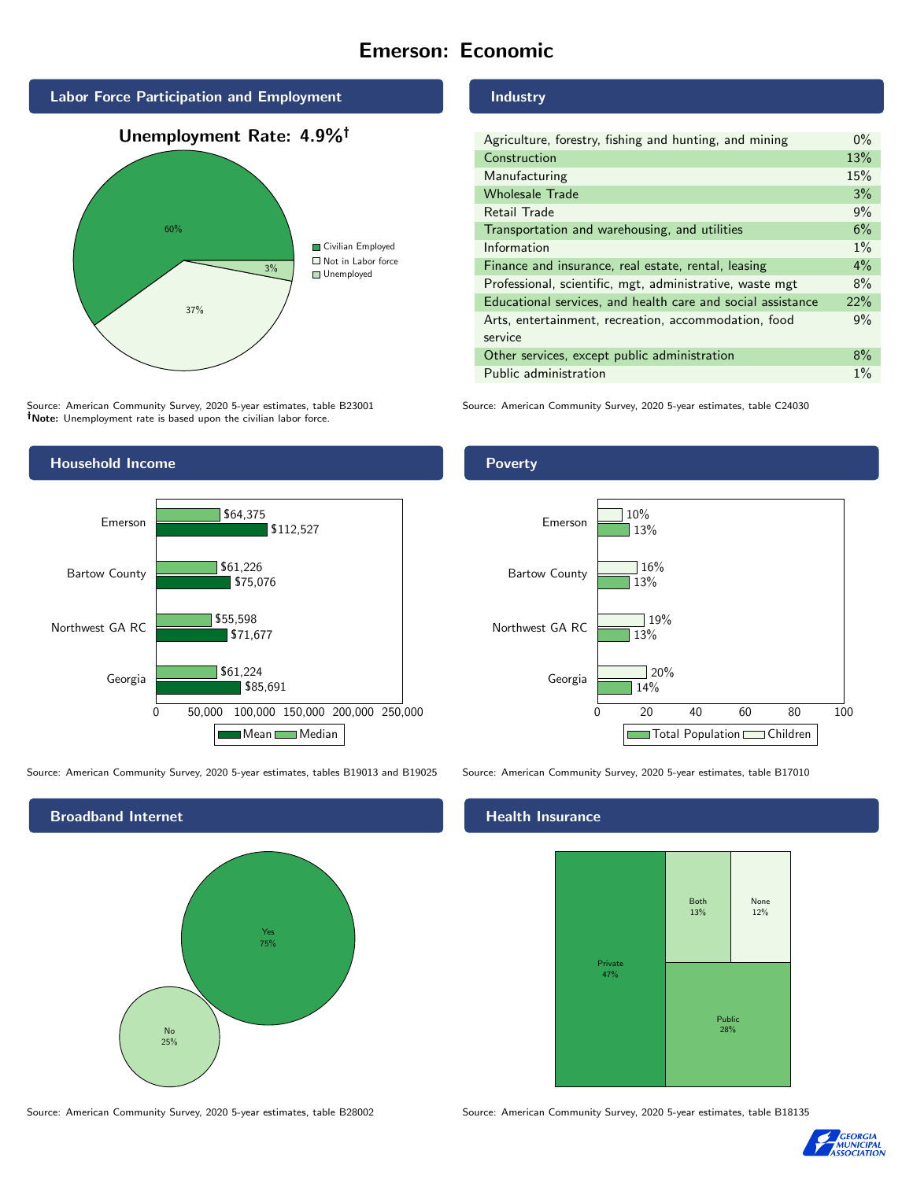# Emerson: Economic

## Labor Force Participation and Employment

**Unemployment Rate: 4.9%†**

| Category | Percent |
| --- | --- |
| Civilian Employed | 60% |
| Not in Labor force | 37% |
| Unemployed | 3% |

Source: American Community Survey, 2020 5-year estimates, table B23001
**†Note:** Unemployment rate is based upon the civilian labor force.

## Industry

| Industry | Percent |
| --- | --- |
| Agriculture, forestry, fishing and hunting, and mining | 0% |
| Construction | 13% |
| Manufacturing | 15% |
| Wholesale Trade | 3% |
| Retail Trade | 9% |
| Transportation and warehousing, and utilities | 6% |
| Information | 1% |
| Finance and insurance, real estate, rental, leasing | 4% |
| Professional, scientific, mgt, administrative, waste mgt | 8% |
| Educational services, and health care and social assistance | 22% |
| Arts, entertainment, recreation, accommodation, food service | 9% |
| Other services, except public administration | 8% |
| Public administration | 1% |

Source: American Community Survey, 2020 5-year estimates, table C24030

## Household Income

| | Median | Mean |
| --- | --- | --- |
| Emerson | $64,375 | $112,527 |
| Bartow County | $61,226 | $75,076 |
| Northwest GA RC | $55,598 | $71,677 |
| Georgia | $61,224 | $85,691 |

Source: American Community Survey, 2020 5-year estimates, tables B19013 and B19025

## Poverty

| | Children | Total Population |
| --- | --- | --- |
| Emerson | 10% | 13% |
| Bartow County | 16% | 13% |
| Northwest GA RC | 19% | 13% |
| Georgia | 20% | 14% |

Source: American Community Survey, 2020 5-year estimates, table B17010

## Broadband Internet

| | Percent |
| --- | --- |
| Yes | 75% |
| No | 25% |

Source: American Community Survey, 2020 5-year estimates, table B28002

## Health Insurance

| Type | Percent |
| --- | --- |
| Private | 47% |
| Public | 28% |
| Both | 13% |
| None | 12% |

Source: American Community Survey, 2020 5-year estimates, table B18135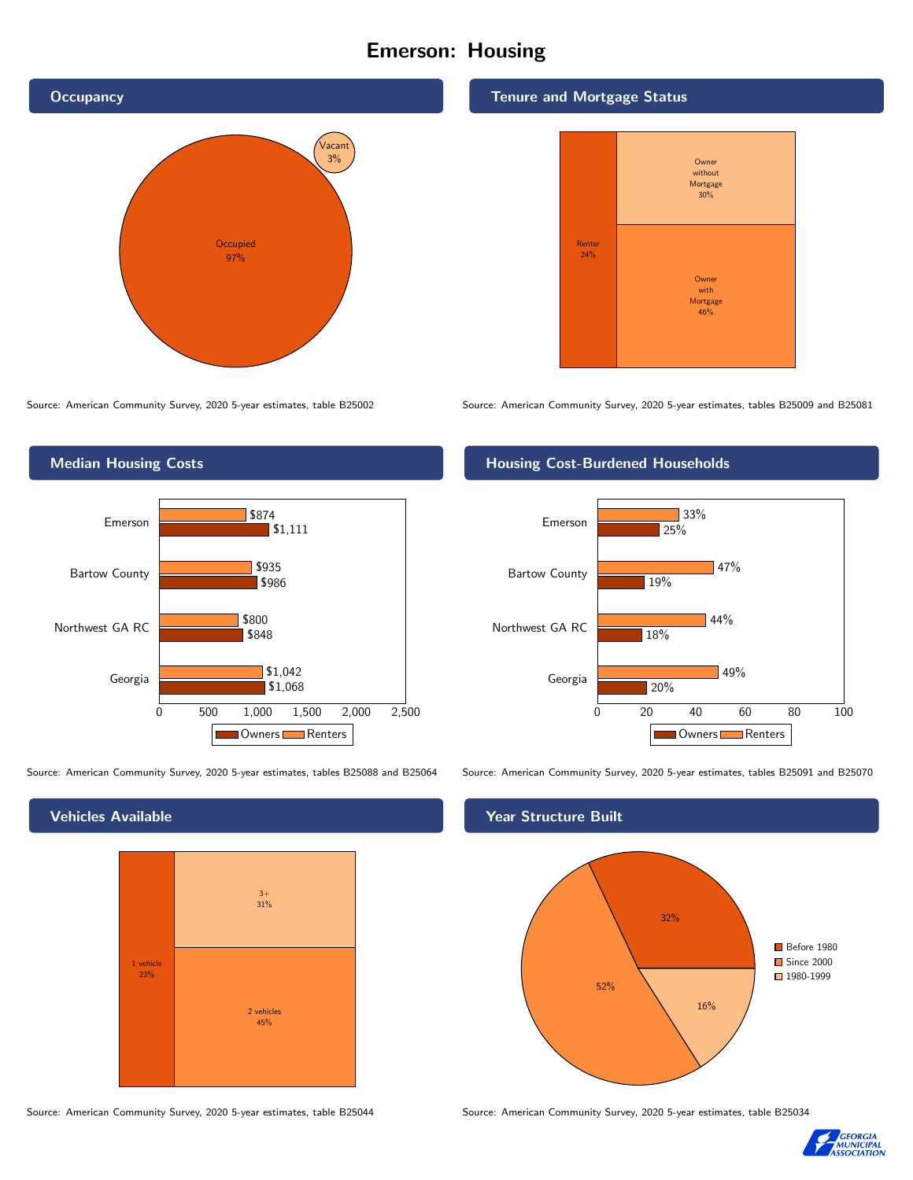# Emerson: Housing

## Occupancy

Occupied
97%

Vacant
3%

Source: American Community Survey, 2020 5-year estimates, table B25002

## Tenure and Mortgage Status

Renter
24%

Owner without Mortgage
30%

Owner with Mortgage
46%

Source: American Community Survey, 2020 5-year estimates, tables B25009 and B25081

## Median Housing Costs

Emerson
$874
$1,111

Bartow County
$935
$986

Northwest GA RC
$800
$848

Georgia
$1,042
$1,068

0 500 1,000 1,500 2,000 2,500

Owners Renters

Source: American Community Survey, 2020 5-year estimates, tables B25088 and B25064

## Housing Cost-Burdened Households

Emerson
33%
25%

Bartow County
47%
19%

Northwest GA RC
44%
18%

Georgia
49%
20%

0 20 40 60 80 100

Owners Renters

Source: American Community Survey, 2020 5-year estimates, tables B25091 and B25070

## Vehicles Available

1 vehicle
23%

3+
31%

2 vehicles
45%

Source: American Community Survey, 2020 5-year estimates, table B25044

## Year Structure Built

32%
52%
16%

Before 1980
Since 2000
1980-1999

Source: American Community Survey, 2020 5-year estimates, table B25034

GEORGIA MUNICIPAL ASSOCIATION